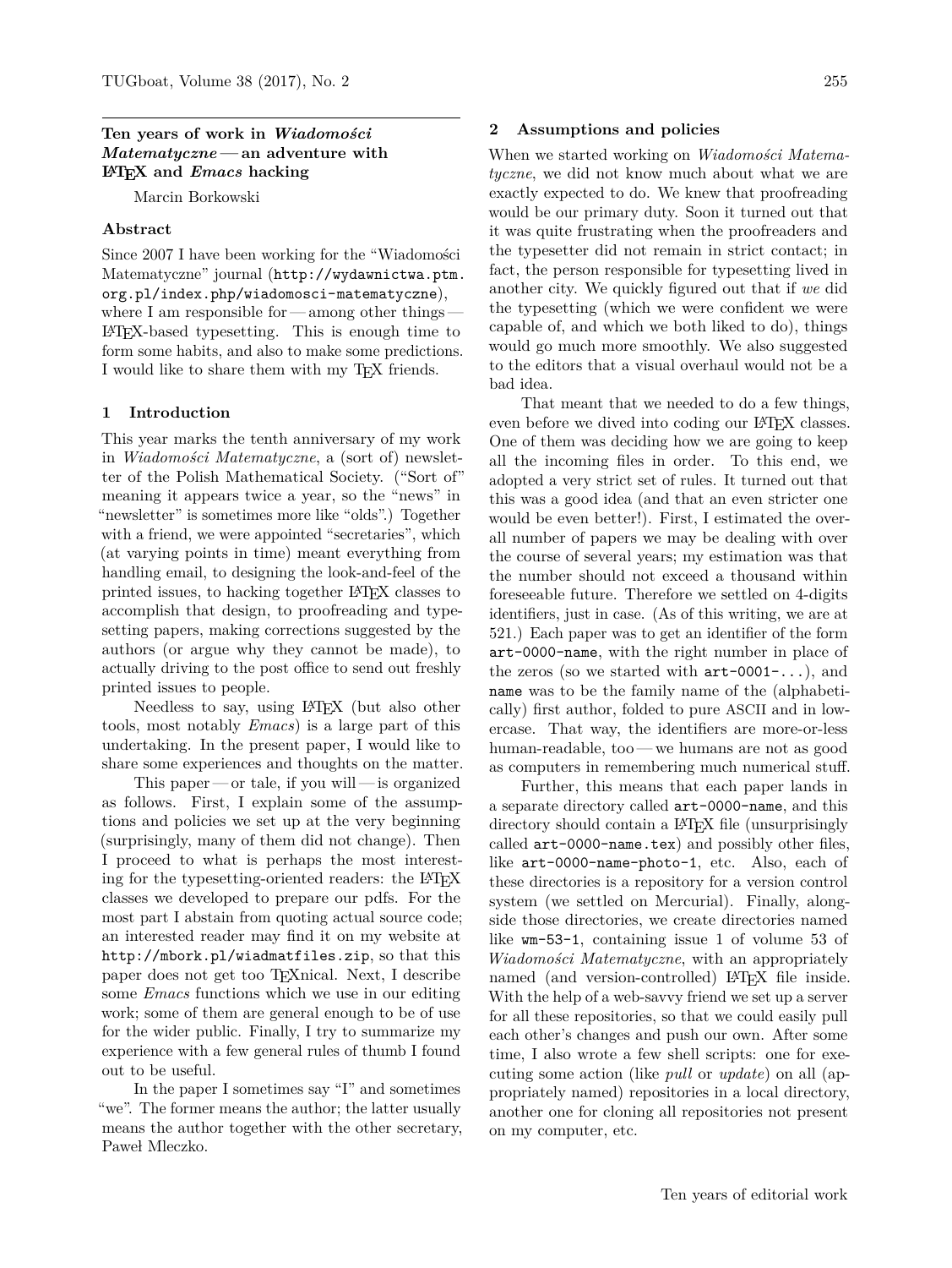# Ten years of work in *Wiadomości Matematyczne* — an adventure with LaTeX and *Emacs* hacking

Marcin Borkowski

### Abstract

Since 2007 I have been working for the "Wiadomości Matematyczne" journal (`http://wydawnictwa.ptm.org.pl/index.php/wiadomosci-matematyczne`), where I am responsible for — among other things — LaTeX-based typesetting. This is enough time to form some habits, and also to make some predictions. I would like to share them with my TeX friends.

## 1 Introduction

This year marks the tenth anniversary of my work in *Wiadomości Matematyczne*, a (sort of) newsletter of the Polish Mathematical Society. ("Sort of" meaning it appears twice a year, so the "news" in "newsletter" is sometimes more like "olds".) Together with a friend, we were appointed "secretaries", which (at varying points in time) meant everything from handling email, to designing the look-and-feel of the printed issues, to hacking together LaTeX classes to accomplish that design, to proofreading and typesetting papers, making corrections suggested by the authors (or argue why they cannot be made), to actually driving to the post office to send out freshly printed issues to people.

Needless to say, using LaTeX (but also other tools, most notably *Emacs*) is a large part of this undertaking. In the present paper, I would like to share some experiences and thoughts on the matter.

This paper — or tale, if you will — is organized as follows. First, I explain some of the assumptions and policies we set up at the very beginning (surprisingly, many of them did not change). Then I proceed to what is perhaps the most interesting for the typesetting-oriented readers: the LaTeX classes we developed to prepare our pdfs. For the most part I abstain from quoting actual source code; an interested reader may find it on my website at `http://mbork.pl/wiadmatfiles.zip`, so that this paper does not get too TeXnical. Next, I describe some *Emacs* functions which we use in our editing work; some of them are general enough to be of use for the wider public. Finally, I try to summarize my experience with a few general rules of thumb I found out to be useful.

In the paper I sometimes say "I" and sometimes "we". The former means the author; the latter usually means the author together with the other secretary, Paweł Mleczko.

## 2 Assumptions and policies

When we started working on *Wiadomości Matematyczne*, we did not know much about what we are exactly expected to do. We knew that proofreading would be our primary duty. Soon it turned out that it was quite frustrating when the proofreaders and the typesetter did not remain in strict contact; in fact, the person responsible for typesetting lived in another city. We quickly figured out that if *we* did the typesetting (which we were confident we were capable of, and which we both liked to do), things would go much more smoothly. We also suggested to the editors that a visual overhaul would not be a bad idea.

That meant that we needed to do a few things, even before we dived into coding our LaTeX classes. One of them was deciding how we are going to keep all the incoming files in order. To this end, we adopted a very strict set of rules. It turned out that this was a good idea (and that an even stricter one would be even better!). First, I estimated the overall number of papers we may be dealing with over the course of several years; my estimation was that the number should not exceed a thousand within foreseeable future. Therefore we settled on 4-digits identifiers, just in case. (As of this writing, we are at 521.) Each paper was to get an identifier of the form `art-0000-name`, with the right number in place of the zeros (so we started with `art-0001-...`), and `name` was to be the family name of the (alphabetically) first author, folded to pure ASCII and in lowercase. That way, the identifiers are more-or-less human-readable, too — we humans are not as good as computers in remembering much numerical stuff.

Further, this means that each paper lands in a separate directory called `art-0000-name`, and this directory should contain a LaTeX file (unsurprisingly called `art-0000-name.tex`) and possibly other files, like `art-0000-name-photo-1`, etc. Also, each of these directories is a repository for a version control system (we settled on Mercurial). Finally, alongside those directories, we create directories named like `wm-53-1`, containing issue 1 of volume 53 of *Wiadomości Matematyczne*, with an appropriately named (and version-controlled) LaTeX file inside. With the help of a web-savvy friend we set up a server for all these repositories, so that we could easily pull each other's changes and push our own. After some time, I also wrote a few shell scripts: one for executing some action (like *pull* or *update*) on all (appropriately named) repositories in a local directory, another one for cloning all repositories not present on my computer, etc.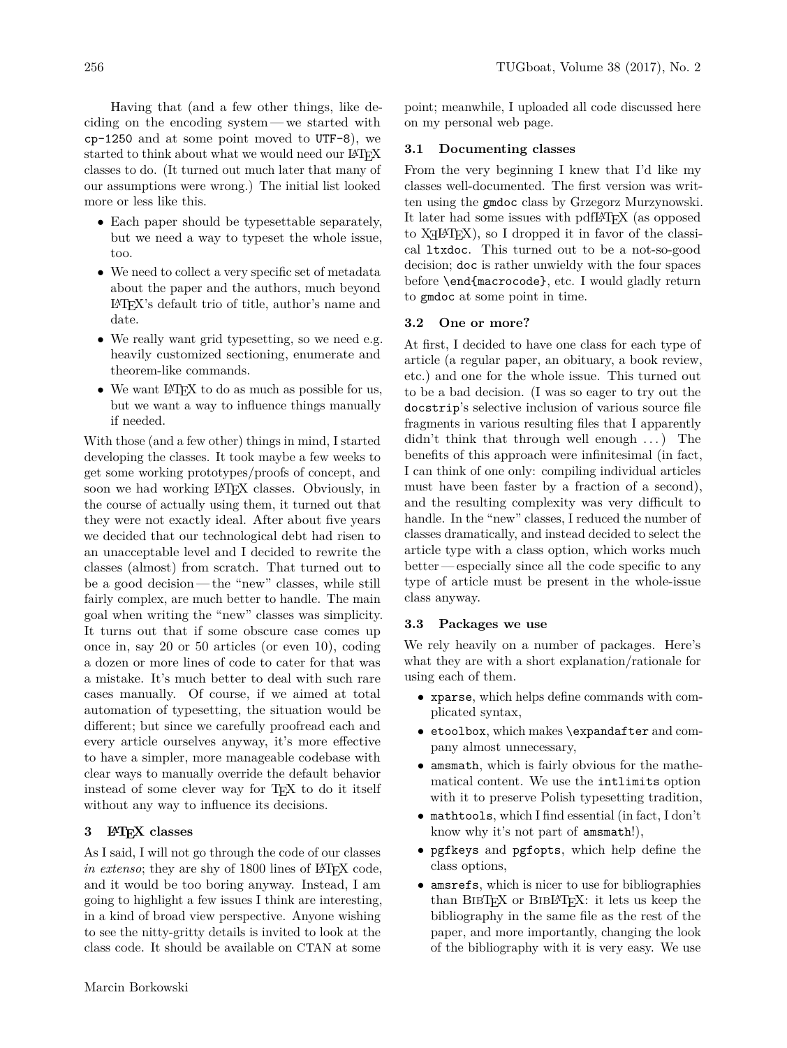Having that (and a few other things, like deciding on the encoding system — we started with `cp-1250` and at some point moved to `UTF-8`), we started to think about what we would need our LaTeX classes to do. (It turned out much later that many of our assumptions were wrong.) The initial list looked more or less like this.

- Each paper should be typesettable separately, but we need a way to typeset the whole issue, too.
- We need to collect a very specific set of metadata about the paper and the authors, much beyond LaTeX's default trio of title, author's name and date.
- We really want grid typesetting, so we need e.g. heavily customized sectioning, enumerate and theorem-like commands.
- We want LaTeX to do as much as possible for us, but we want a way to influence things manually if needed.

With those (and a few other) things in mind, I started developing the classes. It took maybe a few weeks to get some working prototypes/proofs of concept, and soon we had working LaTeX classes. Obviously, in the course of actually using them, it turned out that they were not exactly ideal. After about five years we decided that our technological debt had risen to an unacceptable level and I decided to rewrite the classes (almost) from scratch. That turned out to be a good decision — the "new" classes, while still fairly complex, are much better to handle. The main goal when writing the "new" classes was simplicity. It turns out that if some obscure case comes up once in, say 20 or 50 articles (or even 10), coding a dozen or more lines of code to cater for that was a mistake. It's much better to deal with such rare cases manually. Of course, if we aimed at total automation of typesetting, the situation would be different; but since we carefully proofread each and every article ourselves anyway, it's more effective to have a simpler, more manageable codebase with clear ways to manually override the default behavior instead of some clever way for TeX to do it itself without any way to influence its decisions.

## 3 LaTeX classes

As I said, I will not go through the code of our classes *in extenso*; they are shy of 1800 lines of LaTeX code, and it would be too boring anyway. Instead, I am going to highlight a few issues I think are interesting, in a kind of broad view perspective. Anyone wishing to see the nitty-gritty details is invited to look at the class code. It should be available on CTAN at some point; meanwhile, I uploaded all code discussed here on my personal web page.

### 3.1 Documenting classes

From the very beginning I knew that I'd like my classes well-documented. The first version was written using the `gmdoc` class by Grzegorz Murzynowski. It later had some issues with pdfLaTeX (as opposed to XeLaTeX), so I dropped it in favor of the classical `ltxdoc`. This turned out to be a not-so-good decision; `doc` is rather unwieldy with the four spaces before `\end{macrocode}`, etc. I would gladly return to `gmdoc` at some point in time.

### 3.2 One or more?

At first, I decided to have one class for each type of article (a regular paper, an obituary, a book review, etc.) and one for the whole issue. This turned out to be a bad decision. (I was so eager to try out the `docstrip`'s selective inclusion of various source file fragments in various resulting files that I apparently didn't think that through well enough ...) The benefits of this approach were infinitesimal (in fact, I can think of one only: compiling individual articles must have been faster by a fraction of a second), and the resulting complexity was very difficult to handle. In the "new" classes, I reduced the number of classes dramatically, and instead decided to select the article type with a class option, which works much better — especially since all the code specific to any type of article must be present in the whole-issue class anyway.

### 3.3 Packages we use

We rely heavily on a number of packages. Here's what they are with a short explanation/rationale for using each of them.

- `xparse`, which helps define commands with complicated syntax,
- `etoolbox`, which makes `\expandafter` and company almost unnecessary,
- `amsmath`, which is fairly obvious for the mathematical content. We use the `intlimits` option with it to preserve Polish typesetting tradition,
- `mathtools`, which I find essential (in fact, I don't know why it's not part of `amsmath`!),
- `pgfkeys` and `pgfopts`, which help define the class options,
- `amsrefs`, which is nicer to use for bibliographies than BibTeX or BibLaTeX: it lets us keep the bibliography in the same file as the rest of the paper, and more importantly, changing the look of the bibliography with it is very easy. We use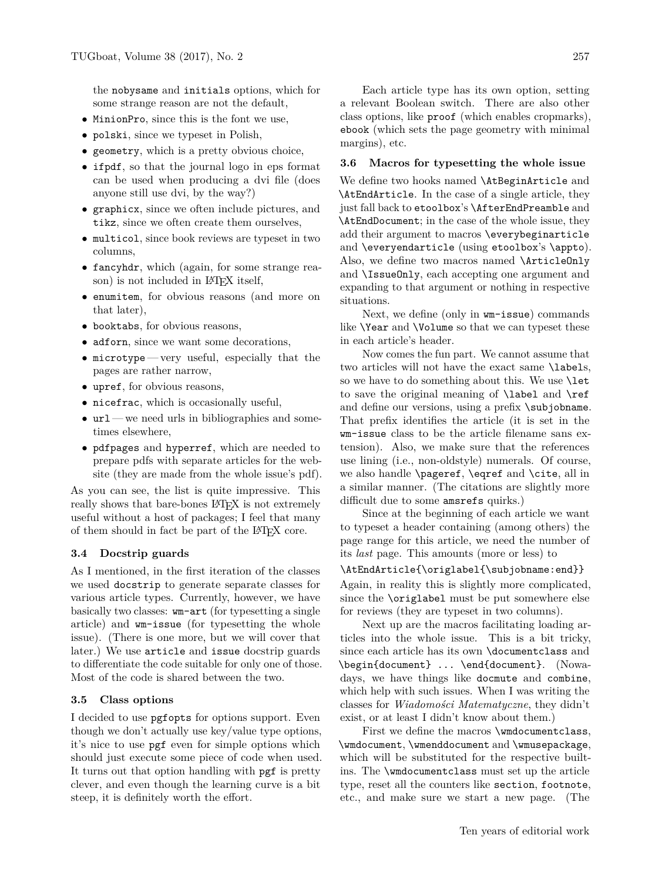the `nobysame` and `initials` options, which for some strange reason are not the default,

- `MinionPro`, since this is the font we use,
- `polski`, since we typeset in Polish,
- `geometry`, which is a pretty obvious choice,
- `ifpdf`, so that the journal logo in eps format can be used when producing a dvi file (does anyone still use dvi, by the way?)
- `graphicx`, since we often include pictures, and `tikz`, since we often create them ourselves,
- `multicol`, since book reviews are typeset in two columns,
- `fancyhdr`, which (again, for some strange reason) is not included in LaTeX itself,
- `enumitem`, for obvious reasons (and more on that later),
- `booktabs`, for obvious reasons,
- `adforn`, since we want some decorations,
- `microtype` — very useful, especially that the pages are rather narrow,
- `upref`, for obvious reasons,
- `nicefrac`, which is occasionally useful,
- `url` — we need urls in bibliographies and sometimes elsewhere,
- `pdfpages` and `hyperref`, which are needed to prepare pdfs with separate articles for the website (they are made from the whole issue's pdf).

As you can see, the list is quite impressive. This really shows that bare-bones LaTeX is not extremely useful without a host of packages; I feel that many of them should in fact be part of the LaTeX core.

### 3.4 Docstrip guards

As I mentioned, in the first iteration of the classes we used `docstrip` to generate separate classes for various article types. Currently, however, we have basically two classes: `wm-art` (for typesetting a single article) and `wm-issue` (for typesetting the whole issue). (There is one more, but we will cover that later.) We use `article` and `issue` docstrip guards to differentiate the code suitable for only one of those. Most of the code is shared between the two.

### 3.5 Class options

I decided to use `pgfopts` for options support. Even though we don't actually use key/value type options, it's nice to use `pgf` even for simple options which should just execute some piece of code when used. It turns out that option handling with `pgf` is pretty clever, and even though the learning curve is a bit steep, it is definitely worth the effort.

Each article type has its own option, setting a relevant Boolean switch. There are also other class options, like `proof` (which enables cropmarks), `ebook` (which sets the page geometry with minimal margins), etc.

### 3.6 Macros for typesetting the whole issue

We define two hooks named `\AtBeginArticle` and `\AtEndArticle`. In the case of a single article, they just fall back to `etoolbox`'s `\AfterEndPreamble` and `\AtEndDocument`; in the case of the whole issue, they add their argument to macros `\everybeginarticle` and `\everyendarticle` (using `etoolbox`'s `\appto`). Also, we define two macros named `\ArticleOnly` and `\IssueOnly`, each accepting one argument and expanding to that argument or nothing in respective situations.

Next, we define (only in `wm-issue`) commands like `\Year` and `\Volume` so that we can typeset these in each article's header.

Now comes the fun part. We cannot assume that two articles will not have the exact same `\label`s, so we have to do something about this. We use `\let` to save the original meaning of `\label` and `\ref` and define our versions, using a prefix `\subjobname`. That prefix identifies the article (it is set in the `wm-issue` class to be the article filename sans extension). Also, we make sure that the references use lining (i.e., non-oldstyle) numerals. Of course, we also handle `\pageref`, `\eqref` and `\cite`, all in a similar manner. (The citations are slightly more difficult due to some `amsrefs` quirks.)

Since at the beginning of each article we want to typeset a header containing (among others) the page range for this article, we need the number of its *last* page. This amounts (more or less) to

```
\AtEndArticle{\origlabel{\subjobname:end}}
```

Again, in reality this is slightly more complicated, since the `\origlabel` must be put somewhere else for reviews (they are typeset in two columns).

Next up are the macros facilitating loading articles into the whole issue. This is a bit tricky, since each article has its own `\documentclass` and `\begin{document} ... \end{document}`. (Nowadays, we have things like `docmute` and `combine`, which help with such issues. When I was writing the classes for *Wiadomości Matematyczne*, they didn't exist, or at least I didn't know about them.)

First we define the macros `\wmdocumentclass`, `\wmdocument`, `\wmenddocument` and `\wmusepackage`, which will be substituted for the respective builtins. The `\wmdocumentclass` must set up the article type, reset all the counters like `section`, `footnote`, etc., and make sure we start a new page. (The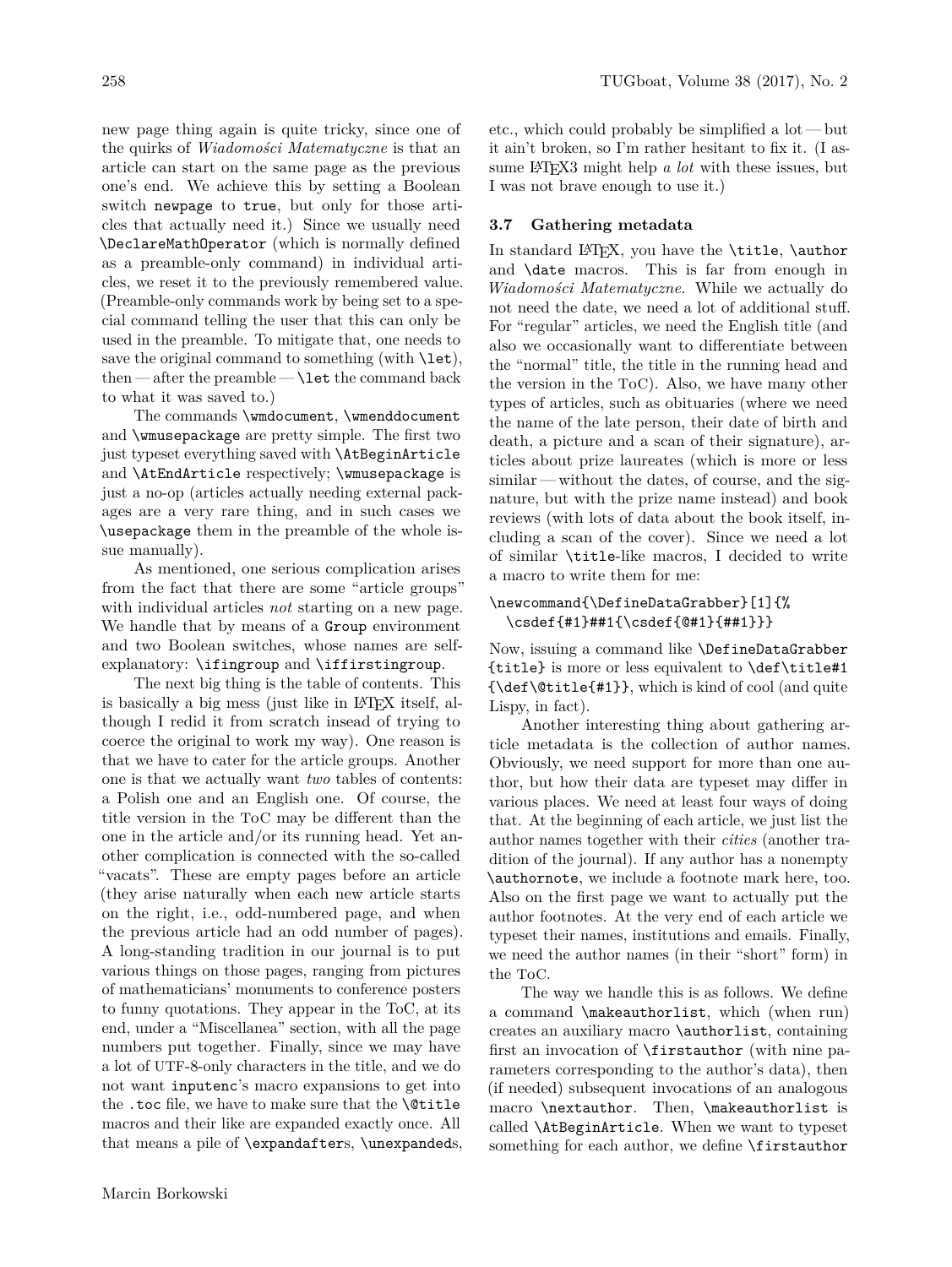new page thing again is quite tricky, since one of the quirks of *Wiadomości Matematyczne* is that an article can start on the same page as the previous one's end. We achieve this by setting a Boolean switch `newpage` to `true`, but only for those articles that actually need it.) Since we usually need `\DeclareMathOperator` (which is normally defined as a preamble-only command) in individual articles, we reset it to the previously remembered value. (Preamble-only commands work by being set to a special command telling the user that this can only be used in the preamble. To mitigate that, one needs to save the original command to something (with `\let`), then — after the preamble — `\let` the command back to what it was saved to.)

The commands `\wmdocument`, `\wmenddocument` and `\wmusepackage` are pretty simple. The first two just typeset everything saved with `\AtBeginArticle` and `\AtEndArticle` respectively; `\wmusepackage` is just a no-op (articles actually needing external packages are a very rare thing, and in such cases we `\usepackage` them in the preamble of the whole issue manually).

As mentioned, one serious complication arises from the fact that there are some "article groups" with individual articles *not* starting on a new page. We handle that by means of a `Group` environment and two Boolean switches, whose names are self-explanatory: `\ifingroup` and `\iffirstingroup`.

The next big thing is the table of contents. This is basically a big mess (just like in LaTeX itself, although I redid it from scratch insead of trying to coerce the original to work my way). One reason is that we have to cater for the article groups. Another one is that we actually want *two* tables of contents: a Polish one and an English one. Of course, the title version in the ToC may be different than the one in the article and/or its running head. Yet another complication is connected with the so-called "vacats". These are empty pages before an article (they arise naturally when each new article starts on the right, i.e., odd-numbered page, and when the previous article had an odd number of pages). A long-standing tradition in our journal is to put various things on those pages, ranging from pictures of mathematicians' monuments to conference posters to funny quotations. They appear in the ToC, at its end, under a "Miscellanea" section, with all the page numbers put together. Finally, since we may have a lot of UTF-8-only characters in the title, and we do not want `inputenc`'s macro expansions to get into the `.toc` file, we have to make sure that the `\@title` macros and their like are expanded exactly once. All that means a pile of `\expandafter`s, `\unexpanded`s, etc., which could probably be simplified a lot — but it ain't broken, so I'm rather hesitant to fix it. (I assume LaTeX3 might help *a lot* with these issues, but I was not brave enough to use it.)

### 3.7 Gathering metadata

In standard LaTeX, you have the `\title`, `\author` and `\date` macros. This is far from enough in *Wiadomości Matematyczne*. While we actually do not need the date, we need a lot of additional stuff. For "regular" articles, we need the English title (and also we occasionally want to differentiate between the "normal" title, the title in the running head and the version in the ToC). Also, we have many other types of articles, such as obituaries (where we need the name of the late person, their date of birth and death, a picture and a scan of their signature), articles about prize laureates (which is more or less similar — without the dates, of course, and the signature, but with the prize name instead) and book reviews (with lots of data about the book itself, including a scan of the cover). Since we need a lot of similar `\title`-like macros, I decided to write a macro to write them for me:

```
\newcommand{\DefineDataGrabber}[1]{%
  \csdef{#1}##1{\csdef{@#1}{##1}}}
```

Now, issuing a command like `\DefineDataGrabber {title}` is more or less equivalent to `\def\title#1 {\def\@title{#1}}`, which is kind of cool (and quite Lispy, in fact).

Another interesting thing about gathering article metadata is the collection of author names. Obviously, we need support for more than one author, but how their data are typeset may differ in various places. We need at least four ways of doing that. At the beginning of each article, we just list the author names together with their *cities* (another tradition of the journal). If any author has a nonempty `\authornote`, we include a footnote mark here, too. Also on the first page we want to actually put the author footnotes. At the very end of each article we typeset their names, institutions and emails. Finally, we need the author names (in their "short" form) in the ToC.

The way we handle this is as follows. We define a command `\makeauthorlist`, which (when run) creates an auxiliary macro `\authorlist`, containing first an invocation of `\firstauthor` (with nine parameters corresponding to the author's data), then (if needed) subsequent invocations of an analogous macro `\nextauthor`. Then, `\makeauthorlist` is called `\AtBeginArticle`. When we want to typeset something for each author, we define `\firstauthor`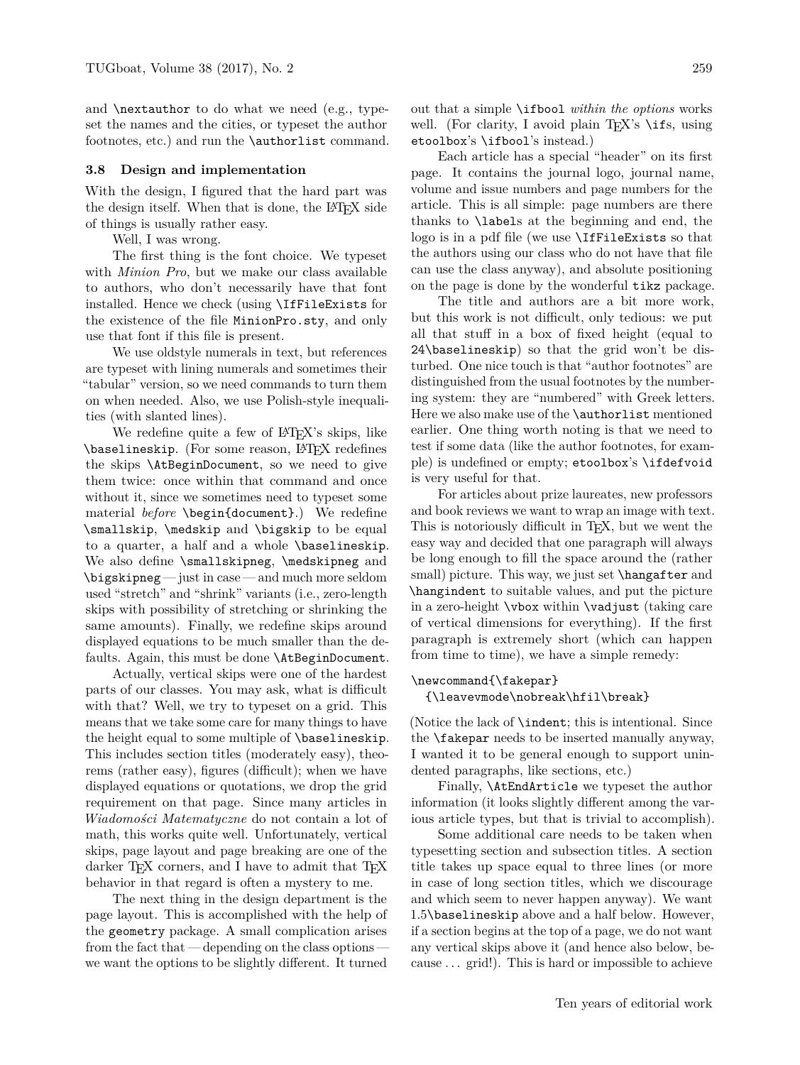and `\nextauthor` to do what we need (e.g., typeset the names and the cities, or typeset the author footnotes, etc.) and run the `\authorlist` command.

### 3.8 Design and implementation

With the design, I figured that the hard part was the design itself. When that is done, the LaTeX side of things is usually rather easy.

Well, I was wrong.

The first thing is the font choice. We typeset with *Minion Pro*, but we make our class available to authors, who don't necessarily have that font installed. Hence we check (using `\IfFileExists` for the existence of the file `MinionPro.sty`, and only use that font if this file is present.

We use oldstyle numerals in text, but references are typeset with lining numerals and sometimes their "tabular" version, so we need commands to turn them on when needed. Also, we use Polish-style inequalities (with slanted lines).

We redefine quite a few of LaTeX's skips, like `\baselineskip`. (For some reason, LaTeX redefines the skips `\AtBeginDocument`, so we need to give them twice: once within that command and once without it, since we sometimes need to typeset some material *before* `\begin{document}`.) We redefine `\smallskip`, `\medskip` and `\bigskip` to be equal to a quarter, a half and a whole `\baselineskip`. We also define `\smallskipneg`, `\medskipneg` and `\bigskipneg` — just in case — and much more seldom used "stretch" and "shrink" variants (i.e., zero-length skips with possibility of stretching or shrinking the same amounts). Finally, we redefine skips around displayed equations to be much smaller than the defaults. Again, this must be done `\AtBeginDocument`.

Actually, vertical skips were one of the hardest parts of our classes. You may ask, what is difficult with that? Well, we try to typeset on a grid. This means that we take some care for many things to have the height equal to some multiple of `\baselineskip`. This includes section titles (moderately easy), theorems (rather easy), figures (difficult); when we have displayed equations or quotations, we drop the grid requirement on that page. Since many articles in *Wiadomości Matematyczne* do not contain a lot of math, this works quite well. Unfortunately, vertical skips, page layout and page breaking are one of the darker TeX corners, and I have to admit that TeX behavior in that regard is often a mystery to me.

The next thing in the design department is the page layout. This is accomplished with the help of the `geometry` package. A small complication arises from the fact that — depending on the class options — we want the options to be slightly different. It turned out that a simple `\ifbool` *within the options* works well. (For clarity, I avoid plain TeX's `\if`s, using `etoolbox`'s `\ifbool`'s instead.)

Each article has a special "header" on its first page. It contains the journal logo, journal name, volume and issue numbers and page numbers for the article. This is all simple: page numbers are there thanks to `\label`s at the beginning and end, the logo is in a pdf file (we use `\IfFileExists` so that the authors using our class who do not have that file can use the class anyway), and absolute positioning on the page is done by the wonderful `tikz` package.

The title and authors are a bit more work, but this work is not difficult, only tedious: we put all that stuff in a box of fixed height (equal to `24\baselineskip`) so that the grid won't be disturbed. One nice touch is that "author footnotes" are distinguished from the usual footnotes by the numbering system: they are "numbered" with Greek letters. Here we also make use of the `\authorlist` mentioned earlier. One thing worth noting is that we need to test if some data (like the author footnotes, for example) is undefined or empty; `etoolbox`'s `\ifdefvoid` is very useful for that.

For articles about prize laureates, new professors and book reviews we want to wrap an image with text. This is notoriously difficult in TeX, but we went the easy way and decided that one paragraph will always be long enough to fill the space around the (rather small) picture. This way, we just set `\hangafter` and `\hangindent` to suitable values, and put the picture in a zero-height `\vbox` within `\vadjust` (taking care of vertical dimensions for everything). If the first paragraph is extremely short (which can happen from time to time), we have a simple remedy:

```
\newcommand{\fakepar}
  {\leavevmode\nobreak\hfil\break}
```

(Notice the lack of `\indent`; this is intentional. Since the `\fakepar` needs to be inserted manually anyway, I wanted it to be general enough to support unindented paragraphs, like sections, etc.)

Finally, `\AtEndArticle` we typeset the author information (it looks slightly different among the various article types, but that is trivial to accomplish).

Some additional care needs to be taken when typesetting section and subsection titles. A section title takes up space equal to three lines (or more in case of long section titles, which we discourage and which seem to never happen anyway). We want `1.5\baselineskip` above and a half below. However, if a section begins at the top of a page, we do not want any vertical skips above it (and hence also below, because ... grid!). This is hard or impossible to achieve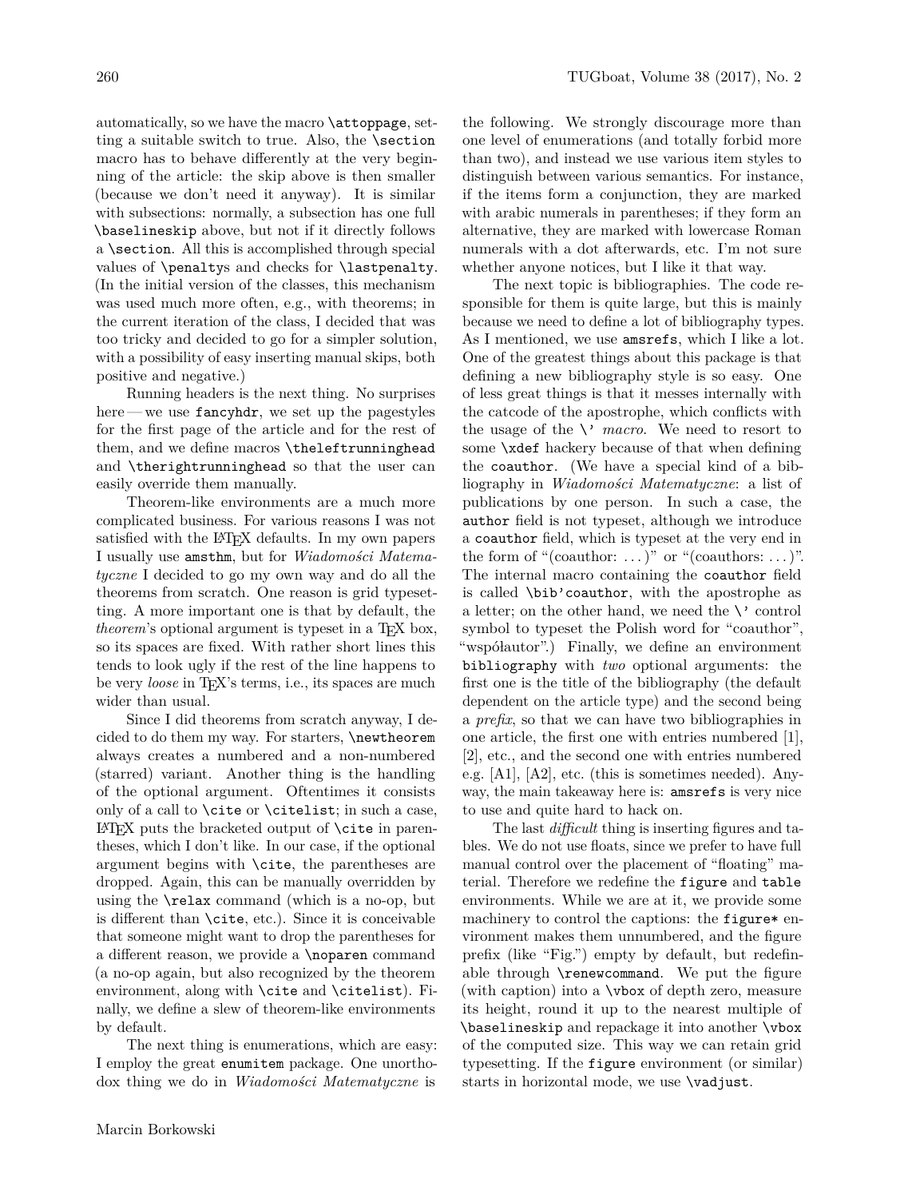automatically, so we have the macro `\attoppage`, setting a suitable switch to true. Also, the `\section` macro has to behave differently at the very beginning of the article: the skip above is then smaller (because we don't need it anyway). It is similar with subsections: normally, a subsection has one full `\baselineskip` above, but not if it directly follows a `\section`. All this is accomplished through special values of `\penalty`s and checks for `\lastpenalty`. (In the initial version of the classes, this mechanism was used much more often, e.g., with theorems; in the current iteration of the class, I decided that was too tricky and decided to go for a simpler solution, with a possibility of easy inserting manual skips, both positive and negative.)

Running headers is the next thing. No surprises here — we use `fancyhdr`, we set up the pagestyles for the first page of the article and for the rest of them, and we define macros `\theleftrunninghead` and `\therightrunninghead` so that the user can easily override them manually.

Theorem-like environments are a much more complicated business. For various reasons I was not satisfied with the LaTeX defaults. In my own papers I usually use `amsthm`, but for *Wiadomości Matematyczne* I decided to go my own way and do all the theorems from scratch. One reason is grid typesetting. A more important one is that by default, the *theorem*'s optional argument is typeset in a TeX box, so its spaces are fixed. With rather short lines this tends to look ugly if the rest of the line happens to be very *loose* in TeX's terms, i.e., its spaces are much wider than usual.

Since I did theorems from scratch anyway, I decided to do them my way. For starters, `\newtheorem` always creates a numbered and a non-numbered (starred) variant. Another thing is the handling of the optional argument. Oftentimes it consists only of a call to `\cite` or `\citelist`; in such a case, LaTeX puts the bracketed output of `\cite` in parentheses, which I don't like. In our case, if the optional argument begins with `\cite`, the parentheses are dropped. Again, this can be manually overridden by using the `\relax` command (which is a no-op, but is different than `\cite`, etc.). Since it is conceivable that someone might want to drop the parentheses for a different reason, we provide a `\noparen` command (a no-op again, but also recognized by the theorem environment, along with `\cite` and `\citelist`). Finally, we define a slew of theorem-like environments by default.

The next thing is enumerations, which are easy: I employ the great `enumitem` package. One unorthodox thing we do in *Wiadomości Matematyczne* is the following. We strongly discourage more than one level of enumerations (and totally forbid more than two), and instead we use various item styles to distinguish between various semantics. For instance, if the items form a conjunction, they are marked with arabic numerals in parentheses; if they form an alternative, they are marked with lowercase Roman numerals with a dot afterwards, etc. I'm not sure whether anyone notices, but I like it that way.

The next topic is bibliographies. The code responsible for them is quite large, but this is mainly because we need to define a lot of bibliography types. As I mentioned, we use `amsrefs`, which I like a lot. One of the greatest things about this package is that defining a new bibliography style is so easy. One of less great things is that it messes internally with the catcode of the apostrophe, which conflicts with the usage of the `\'` *macro*. We need to resort to some `\xdef` hackery because of that when defining the `coauthor`. (We have a special kind of a bibliography in *Wiadomości Matematyczne*: a list of publications by one person. In such a case, the `author` field is not typeset, although we introduce a `coauthor` field, which is typeset at the very end in the form of "(coauthor: ...)" or "(coauthors: ...)". The internal macro containing the `coauthor` field is called `\bib'coauthor`, with the apostrophe as a letter; on the other hand, we need the `\'` control symbol to typeset the Polish word for "coauthor", "współautor".) Finally, we define an environment `bibliography` with *two* optional arguments: the first one is the title of the bibliography (the default dependent on the article type) and the second being a *prefix*, so that we can have two bibliographies in one article, the first one with entries numbered [1], [2], etc., and the second one with entries numbered e.g. [A1], [A2], etc. (this is sometimes needed). Anyway, the main takeaway here is: `amsrefs` is very nice to use and quite hard to hack on.

The last *difficult* thing is inserting figures and tables. We do not use floats, since we prefer to have full manual control over the placement of "floating" material. Therefore we redefine the `figure` and `table` environments. While we are at it, we provide some machinery to control the captions: the `figure*` environment makes them unnumbered, and the figure prefix (like "Fig.") empty by default, but redefinable through `\renewcommand`. We put the figure (with caption) into a `\vbox` of depth zero, measure its height, round it up to the nearest multiple of `\baselineskip` and repackage it into another `\vbox` of the computed size. This way we can retain grid typesetting. If the `figure` environment (or similar) starts in horizontal mode, we use `\vadjust`.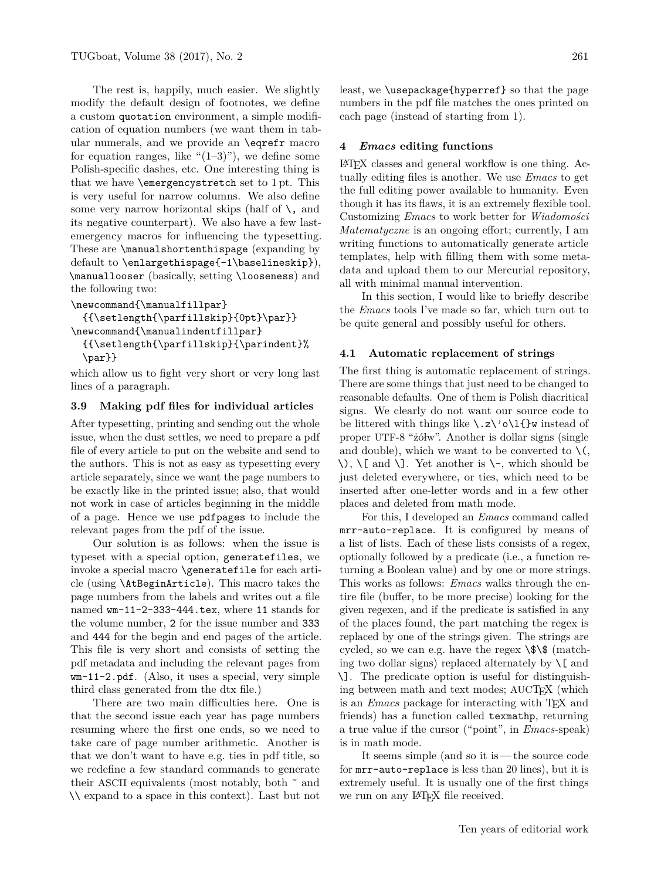The rest is, happily, much easier. We slightly modify the default design of footnotes, we define a custom `quotation` environment, a simple modification of equation numbers (we want them in tabular numerals, and we provide an `\eqrefr` macro for equation ranges, like "(1–3)"), we define some Polish-specific dashes, etc. One interesting thing is that we have `\emergencystretch` set to 1 pt. This is very useful for narrow columns. We also define some very narrow horizontal skips (half of `\,` and its negative counterpart). We also have a few last-emergency macros for influencing the typesetting. These are `\manualshortenthispage` (expanding by default to `\enlargethispage{-1\baselineskip}`), `\manuallooser` (basically, setting `\looseness`) and the following two:

```
\newcommand{\manualfillpar}
  {{\setlength{\parfillskip}{0pt}\par}}
\newcommand{\manualindentfillpar}
  {{\setlength{\parfillskip}{\parindent}%
  \par}}
```

which allow us to fight very short or very long last lines of a paragraph.

### 3.9 Making pdf files for individual articles

After typesetting, printing and sending out the whole issue, when the dust settles, we need to prepare a pdf file of every article to put on the website and send to the authors. This is not as easy as typesetting every article separately, since we want the page numbers to be exactly like in the printed issue; also, that would not work in case of articles beginning in the middle of a page. Hence we use `pdfpages` to include the relevant pages from the pdf of the issue.

Our solution is as follows: when the issue is typeset with a special option, `generatefiles`, we invoke a special macro `\generatefile` for each article (using `\AtBeginArticle`). This macro takes the page numbers from the labels and writes out a file named `wm-11-2-333-444.tex`, where `11` stands for the volume number, `2` for the issue number and `333` and `444` for the begin and end pages of the article. This file is very short and consists of setting the pdf metadata and including the relevant pages from `wm-11-2.pdf`. (Also, it uses a special, very simple third class generated from the dtx file.)

There are two main difficulties here. One is that the second issue each year has page numbers resuming where the first one ends, so we need to take care of page number arithmetic. Another is that we don't want to have e.g. ties in pdf title, so we redefine a few standard commands to generate their ASCII equivalents (most notably, both `~` and `\\` expand to a space in this context). Last but not least, we `\usepackage{hyperref}` so that the page numbers in the pdf file matches the ones printed on each page (instead of starting from 1).

## 4 *Emacs* editing functions

LaTeX classes and general workflow is one thing. Actually editing files is another. We use *Emacs* to get the full editing power available to humanity. Even though it has its flaws, it is an extremely flexible tool. Customizing *Emacs* to work better for *Wiadomości Matematyczne* is an ongoing effort; currently, I am writing functions to automatically generate article templates, help with filling them with some metadata and upload them to our Mercurial repository, all with minimal manual intervention.

In this section, I would like to briefly describe the *Emacs* tools I've made so far, which turn out to be quite general and possibly useful for others.

### 4.1 Automatic replacement of strings

The first thing is automatic replacement of strings. There are some things that just need to be changed to reasonable defaults. One of them is Polish diacritical signs. We clearly do not want our source code to be littered with things like `\.z\'o\l{}w` instead of proper UTF-8 "żółw". Another is dollar signs (single and double), which we want to be converted to `\(`, `\)`, `\[` and `\]`. Yet another is `\-`, which should be just deleted everywhere, or ties, which need to be inserted after one-letter words and in a few other places and deleted from math mode.

For this, I developed an *Emacs* command called `mrr-auto-replace`. It is configured by means of a list of lists. Each of these lists consists of a regex, optionally followed by a predicate (i.e., a function returning a Boolean value) and by one or more strings. This works as follows: *Emacs* walks through the entire file (buffer, to be more precise) looking for the given regexen, and if the predicate is satisfied in any of the places found, the part matching the regex is replaced by one of the strings given. The strings are cycled, so we can e.g. have the regex `\$\$` (matching two dollar signs) replaced alternately by `\[` and `\]`. The predicate option is useful for distinguishing between math and text modes; AUCTeX (which is an *Emacs* package for interacting with TeX and friends) has a function called `texmathp`, returning a true value if the cursor ("point", in *Emacs*-speak) is in math mode.

It seems simple (and so it is — the source code for `mrr-auto-replace` is less than 20 lines), but it is extremely useful. It is usually one of the first things we run on any LaTeX file received.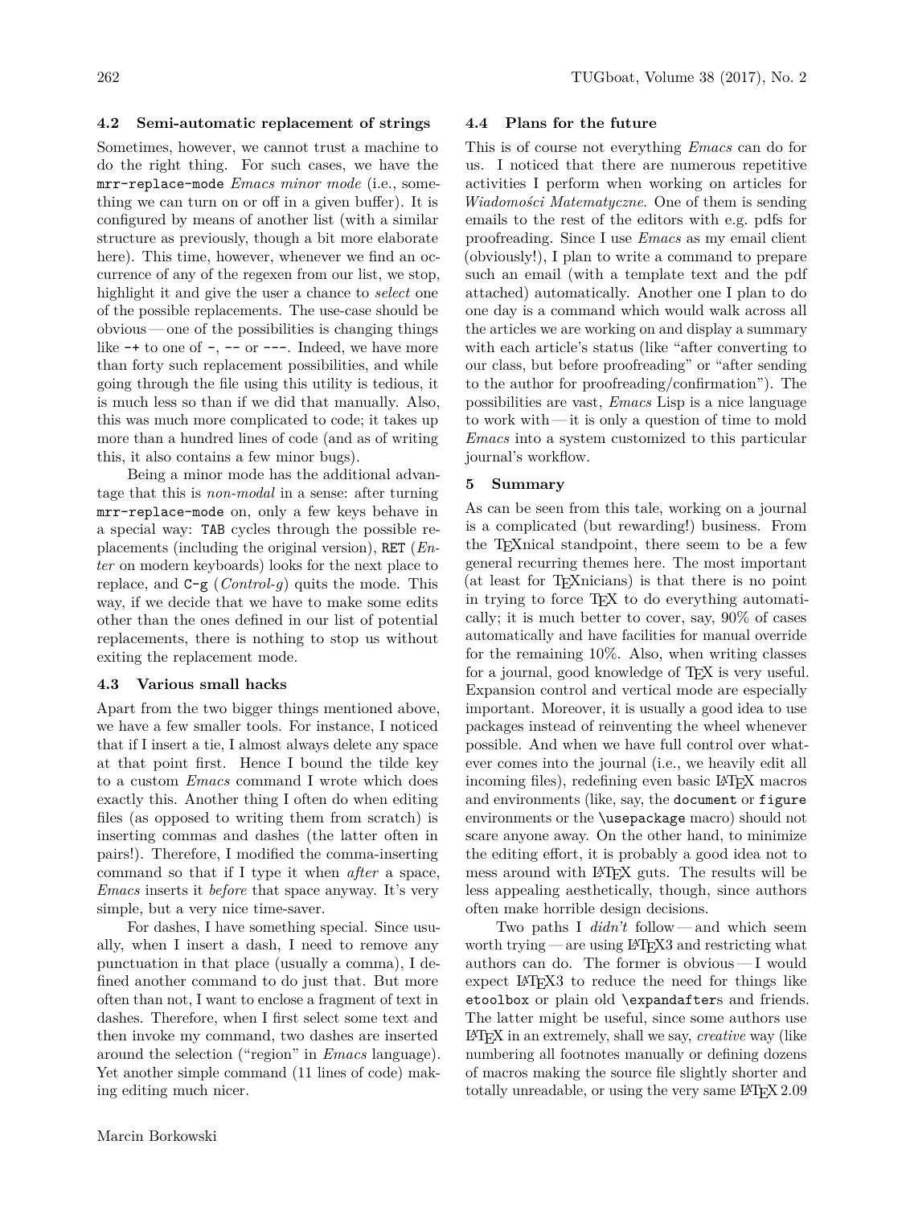### 4.2 Semi-automatic replacement of strings

Sometimes, however, we cannot trust a machine to do the right thing. For such cases, we have the `mrr-replace-mode` *Emacs minor mode* (i.e., something we can turn on or off in a given buffer). It is configured by means of another list (with a similar structure as previously, though a bit more elaborate here). This time, however, whenever we find an occurrence of any of the regexen from our list, we stop, highlight it and give the user a chance to *select* one of the possible replacements. The use-case should be obvious — one of the possibilities is changing things like `-+` to one of `-`, `--` or `---`. Indeed, we have more than forty such replacement possibilities, and while going through the file using this utility is tedious, it is much less so than if we did that manually. Also, this was much more complicated to code; it takes up more than a hundred lines of code (and as of writing this, it also contains a few minor bugs).

Being a minor mode has the additional advantage that this is *non-modal* in a sense: after turning `mrr-replace-mode` on, only a few keys behave in a special way: `TAB` cycles through the possible replacements (including the original version), `RET` (*Enter* on modern keyboards) looks for the next place to replace, and `C-g` (*Control-g*) quits the mode. This way, if we decide that we have to make some edits other than the ones defined in our list of potential replacements, there is nothing to stop us without exiting the replacement mode.

### 4.3 Various small hacks

Apart from the two bigger things mentioned above, we have a few smaller tools. For instance, I noticed that if I insert a tie, I almost always delete any space at that point first. Hence I bound the tilde key to a custom *Emacs* command I wrote which does exactly this. Another thing I often do when editing files (as opposed to writing them from scratch) is inserting commas and dashes (the latter often in pairs!). Therefore, I modified the comma-inserting command so that if I type it when *after* a space, *Emacs* inserts it *before* that space anyway. It's very simple, but a very nice time-saver.

For dashes, I have something special. Since usually, when I insert a dash, I need to remove any punctuation in that place (usually a comma), I defined another command to do just that. But more often than not, I want to enclose a fragment of text in dashes. Therefore, when I first select some text and then invoke my command, two dashes are inserted around the selection ("region" in *Emacs* language). Yet another simple command (11 lines of code) making editing much nicer.

### 4.4 Plans for the future

This is of course not everything *Emacs* can do for us. I noticed that there are numerous repetitive activities I perform when working on articles for *Wiadomości Matematyczne*. One of them is sending emails to the rest of the editors with e.g. pdfs for proofreading. Since I use *Emacs* as my email client (obviously!), I plan to write a command to prepare such an email (with a template text and the pdf attached) automatically. Another one I plan to do one day is a command which would walk across all the articles we are working on and display a summary with each article's status (like "after converting to our class, but before proofreading" or "after sending to the author for proofreading/confirmation"). The possibilities are vast, *Emacs* Lisp is a nice language to work with — it is only a question of time to mold *Emacs* into a system customized to this particular journal's workflow.

## 5 Summary

As can be seen from this tale, working on a journal is a complicated (but rewarding!) business. From the TEXnical standpoint, there seem to be a few general recurring themes here. The most important (at least for TEXnicians) is that there is no point in trying to force TEX to do everything automatically; it is much better to cover, say, 90% of cases automatically and have facilities for manual override for the remaining 10%. Also, when writing classes for a journal, good knowledge of TEX is very useful. Expansion control and vertical mode are especially important. Moreover, it is usually a good idea to use packages instead of reinventing the wheel whenever possible. And when we have full control over whatever comes into the journal (i.e., we heavily edit all incoming files), redefining even basic LATEX macros and environments (like, say, the `document` or `figure` environments or the `\usepackage` macro) should not scare anyone away. On the other hand, to minimize the editing effort, it is probably a good idea not to mess around with LATEX guts. The results will be less appealing aesthetically, though, since authors often make horrible design decisions.

Two paths I *didn't* follow — and which seem worth trying — are using LATEX3 and restricting what authors can do. The former is obvious — I would expect LATEX3 to reduce the need for things like `etoolbox` or plain old `\expandafter`s and friends. The latter might be useful, since some authors use LATEX in an extremely, shall we say, *creative* way (like numbering all footnotes manually or defining dozens of macros making the source file slightly shorter and totally unreadable, or using the very same LATEX 2.09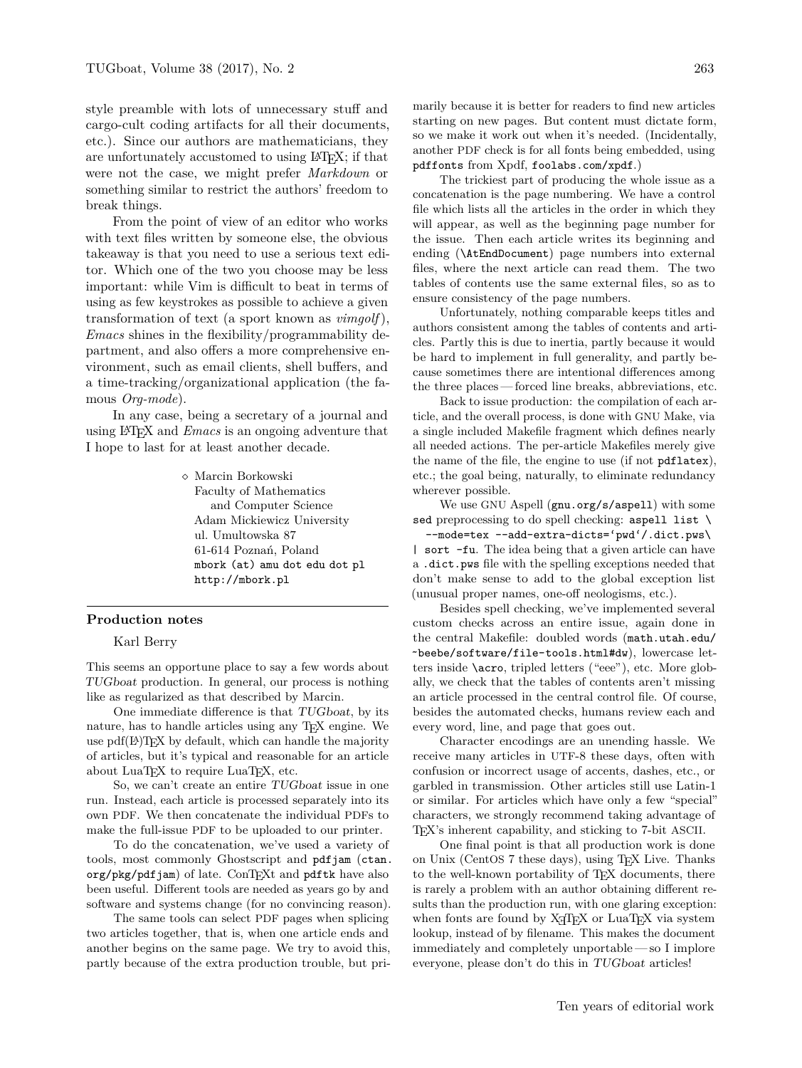style preamble with lots of unnecessary stuff and cargo-cult coding artifacts for all their documents, etc.). Since our authors are mathematicians, they are unfortunately accustomed to using LaTeX; if that were not the case, we might prefer *Markdown* or something similar to restrict the authors' freedom to break things.

From the point of view of an editor who works with text files written by someone else, the obvious takeaway is that you need to use a serious text editor. Which one of the two you choose may be less important: while Vim is difficult to beat in terms of using as few keystrokes as possible to achieve a given transformation of text (a sport known as *vimgolf*), *Emacs* shines in the flexibility/programmability department, and also offers a more comprehensive environment, such as email clients, shell buffers, and a time-tracking/organizational application (the famous *Org-mode*).

In any case, being a secretary of a journal and using LaTeX and *Emacs* is an ongoing adventure that I hope to last for at least another decade.

◇ Marcin Borkowski
Faculty of Mathematics
and Computer Science
Adam Mickiewicz University
ul. Umultowska 87
61-614 Poznań, Poland
`mbork (at) amu dot edu dot pl`
`http://mbork.pl`

## Production notes

Karl Berry

This seems an opportune place to say a few words about *TUGboat* production. In general, our process is nothing like as regularized as that described by Marcin.

One immediate difference is that *TUGboat*, by its nature, has to handle articles using any TeX engine. We use pdf(La)TeX by default, which can handle the majority of articles, but it's typical and reasonable for an article about LuaTeX to require LuaTeX, etc.

So, we can't create an entire *TUGboat* issue in one run. Instead, each article is processed separately into its own PDF. We then concatenate the individual PDFs to make the full-issue PDF to be uploaded to our printer.

To do the concatenation, we've used a variety of tools, most commonly Ghostscript and `pdfjam` (`ctan.org/pkg/pdfjam`) of late. ConTeXt and `pdftk` have also been useful. Different tools are needed as years go by and software and systems change (for no convincing reason).

The same tools can select PDF pages when splicing two articles together, that is, when one article ends and another begins on the same page. We try to avoid this, partly because of the extra production trouble, but primarily because it is better for readers to find new articles starting on new pages. But content must dictate form, so we make it work out when it's needed. (Incidentally, another PDF check is for all fonts being embedded, using `pdffonts` from Xpdf, `foolabs.com/xpdf`.)

The trickiest part of producing the whole issue as a concatenation is the page numbering. We have a control file which lists all the articles in the order in which they will appear, as well as the beginning page number for the issue. Then each article writes its beginning and ending (`\AtEndDocument`) page numbers into external files, where the next article can read them. The two tables of contents use the same external files, so as to ensure consistency of the page numbers.

Unfortunately, nothing comparable keeps titles and authors consistent among the tables of contents and articles. Partly this is due to inertia, partly because it would be hard to implement in full generality, and partly because sometimes there are intentional differences among the three places — forced line breaks, abbreviations, etc.

Back to issue production: the compilation of each article, and the overall process, is done with GNU Make, via a single included Makefile fragment which defines nearly all needed actions. The per-article Makefiles merely give the name of the file, the engine to use (if not `pdflatex`), etc.; the goal being, naturally, to eliminate redundancy wherever possible.

We use GNU Aspell (`gnu.org/s/aspell`) with some `sed` preprocessing to do spell checking: `aspell list \ --mode=tex --add-extra-dicts=`pwd`/.dict.pws\ | sort -fu`. The idea being that a given article can have a `.dict.pws` file with the spelling exceptions needed that don't make sense to add to the global exception list (unusual proper names, one-off neologisms, etc.).

Besides spell checking, we've implemented several custom checks across an entire issue, again done in the central Makefile: doubled words (`math.utah.edu/~beebe/software/file-tools.html#dw`), lowercase letters inside `\acro`, tripled letters ("eee"), etc. More globally, we check that the tables of contents aren't missing an article processed in the central control file. Of course, besides the automated checks, humans review each and every word, line, and page that goes out.

Character encodings are an unending hassle. We receive many articles in UTF-8 these days, often with confusion or incorrect usage of accents, dashes, etc., or garbled in transmission. Other articles still use Latin-1 or similar. For articles which have only a few "special" characters, we strongly recommend taking advantage of TeX's inherent capability, and sticking to 7-bit ASCII.

One final point is that all production work is done on Unix (CentOS 7 these days), using TeX Live. Thanks to the well-known portability of TeX documents, there is rarely a problem with an author obtaining different results than the production run, with one glaring exception: when fonts are found by XeTeX or LuaTeX via system lookup, instead of by filename. This makes the document immediately and completely unportable — so I implore everyone, please don't do this in *TUGboat* articles!